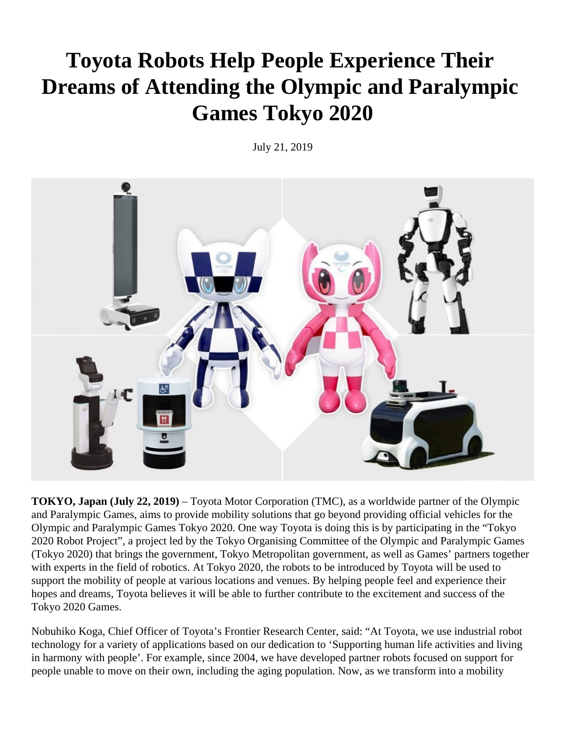# Toyota Robots Help People Experience Their Dreams of Attending the Olympic and Paralympic Games Tokyo 2020

July 21, 2019

**TOKYO, Japan (July 22, 2019)** – Toyota Motor Corporation (TMC), as a worldwide partner of the Olympic and Paralympic Games, aims to provide mobility solutions that go beyond providing official vehicles for the Olympic and Paralympic Games Tokyo 2020. One way Toyota is doing this is by participating in the "Tokyo 2020 Robot Project", a project led by the Tokyo Organising Committee of the Olympic and Paralympic Games (Tokyo 2020) that brings the government, Tokyo Metropolitan government, as well as Games' partners together with experts in the field of robotics. At Tokyo 2020, the robots to be introduced by Toyota will be used to support the mobility of people at various locations and venues. By helping people feel and experience their hopes and dreams, Toyota believes it will be able to further contribute to the excitement and success of the Tokyo 2020 Games.

Nobuhiko Koga, Chief Officer of Toyota's Frontier Research Center, said: "At Toyota, we use industrial robot technology for a variety of applications based on our dedication to 'Supporting human life activities and living in harmony with people'. For example, since 2004, we have developed partner robots focused on support for people unable to move on their own, including the aging population. Now, as we transform into a mobility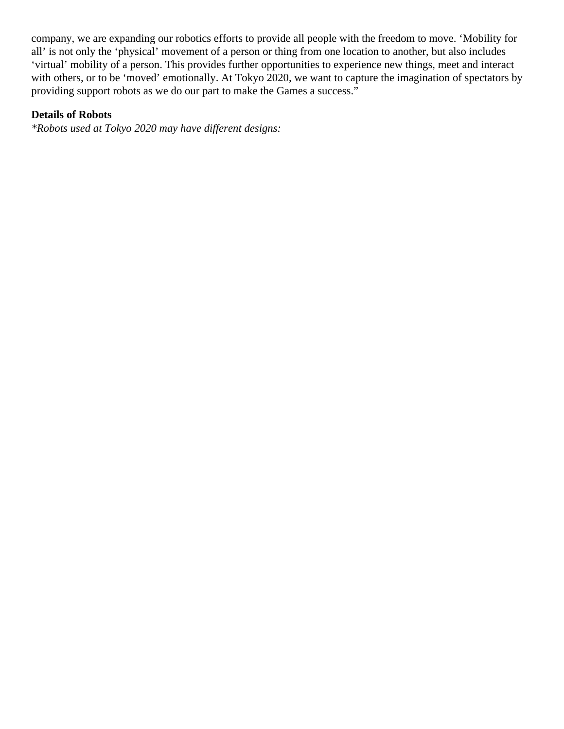company, we are expanding our robotics efforts to provide all people with the freedom to move. ‘Mobility for all’ is not only the ‘physical’ movement of a person or thing from one location to another, but also includes ‘virtual’ mobility of a person. This provides further opportunities to experience new things, meet and interact with others, or to be ‘moved’ emotionally. At Tokyo 2020, we want to capture the imagination of spectators by providing support robots as we do our part to make the Games a success.”

**Details of Robots**

*\*Robots used at Tokyo 2020 may have different designs:*